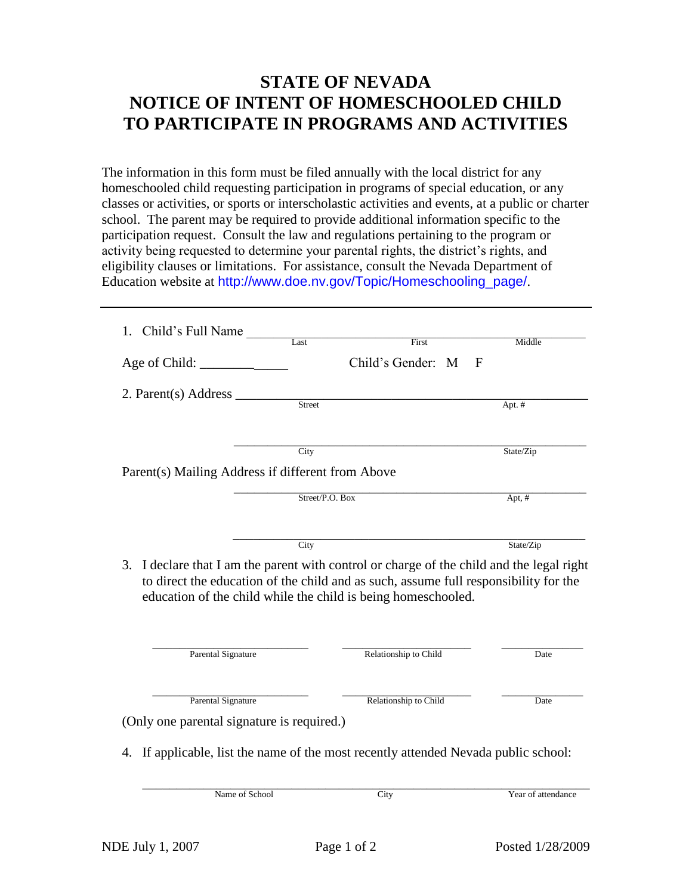# STATE OF NEVADA
# NOTICE OF INTENT OF HOMESCHOOLED CHILD TO PARTICIPATE IN PROGRAMS AND ACTIVITIES

The information in this form must be filed annually with the local district for any homeschooled child requesting participation in programs of special education, or any classes or activities, or sports or interscholastic activities and events, at a public or charter school. The parent may be required to provide additional information specific to the participation request. Consult the law and regulations pertaining to the program or activity being requested to determine your parental rights, the district's rights, and eligibility clauses or limitations. For assistance, consult the Nevada Department of Education website at http://www.doe.nv.gov/Topic/Homeschooling_page/.

---

1. Child's Full Name ______________________________________________
   Last                First                Middle

   Age of Child: _____________          Child's Gender: M  F

2. Parent(s) Address ______________________________________________
   Street                Apt. #

   ______________________________________________
   City                State/Zip

   Parent(s) Mailing Address if different from Above

   ______________________________________________
   Street/P.O. Box                Apt, #

   ______________________________________________
   City                State/Zip

3. I declare that I am the parent with control or charge of the child and the legal right to direct the education of the child and as such, assume full responsibility for the education of the child while the child is being homeschooled.

   ____________________  ____________________  ____________
   Parental Signature   Relationship to Child   Date

   ____________________  ____________________  ____________
   Parental Signature   Relationship to Child   Date

   (Only one parental signature is required.)

4. If applicable, list the name of the most recently attended Nevada public school:

   ______________________________________________
   Name of School                City                Year of attendance

NDE July 1, 2007                Posted 1/28/2009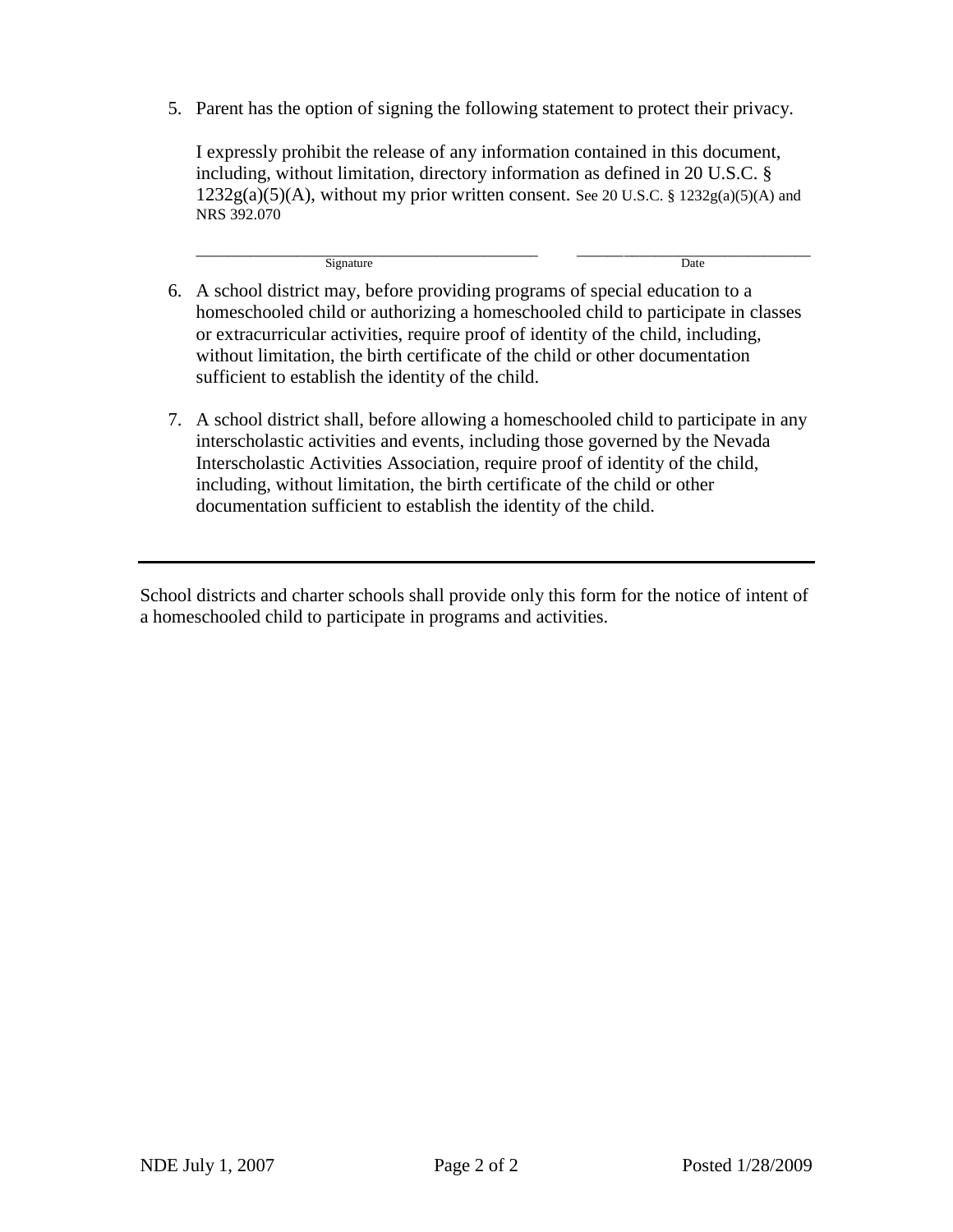5. Parent has the option of signing the following statement to protect their privacy.

   I expressly prohibit the release of any information contained in this document, including, without limitation, directory information as defined in 20 U.S.C. § 1232g(a)(5)(A), without my prior written consent. See 20 U.S.C. § 1232g(a)(5)(A) and NRS 392.070

   ________________________________________ ____________________________
   Signature Date

6. A school district may, before providing programs of special education to a homeschooled child or authorizing a homeschooled child to participate in classes or extracurricular activities, require proof of identity of the child, including, without limitation, the birth certificate of the child or other documentation sufficient to establish the identity of the child.

7. A school district shall, before allowing a homeschooled child to participate in any interscholastic activities and events, including those governed by the Nevada Interscholastic Activities Association, require proof of identity of the child, including, without limitation, the birth certificate of the child or other documentation sufficient to establish the identity of the child.

---

School districts and charter schools shall provide only this form for the notice of intent of a homeschooled child to participate in programs and activities.

NDE July 1, 2007 Posted 1/28/2009